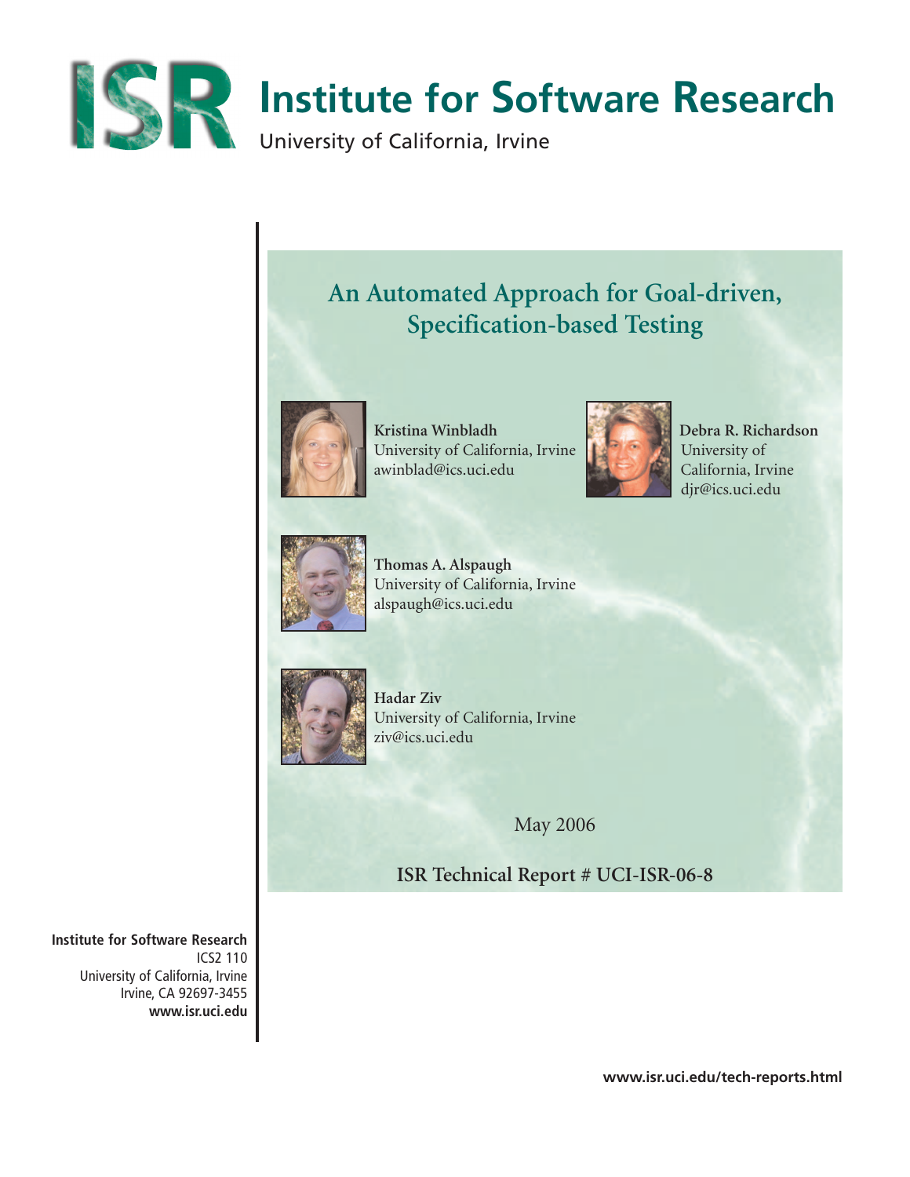# ISR Institute for Software Research

University of California, Irvine

## An Automated Approach for Goal-driven, Specification-based Testing

**Kristina Winbladh**
University of California, Irvine
awinblad@ics.uci.edu

**Debra R. Richardson**
University of California, Irvine
djr@ics.uci.edu

**Thomas A. Alspaugh**
University of California, Irvine
alspaugh@ics.uci.edu

**Hadar Ziv**
University of California, Irvine
ziv@ics.uci.edu

May 2006

**ISR Technical Report # UCI-ISR-06-8**

**Institute for Software Research**
ICS2 110
University of California, Irvine
Irvine, CA 92697-3455
**www.isr.uci.edu**

**www.isr.uci.edu/tech-reports.html**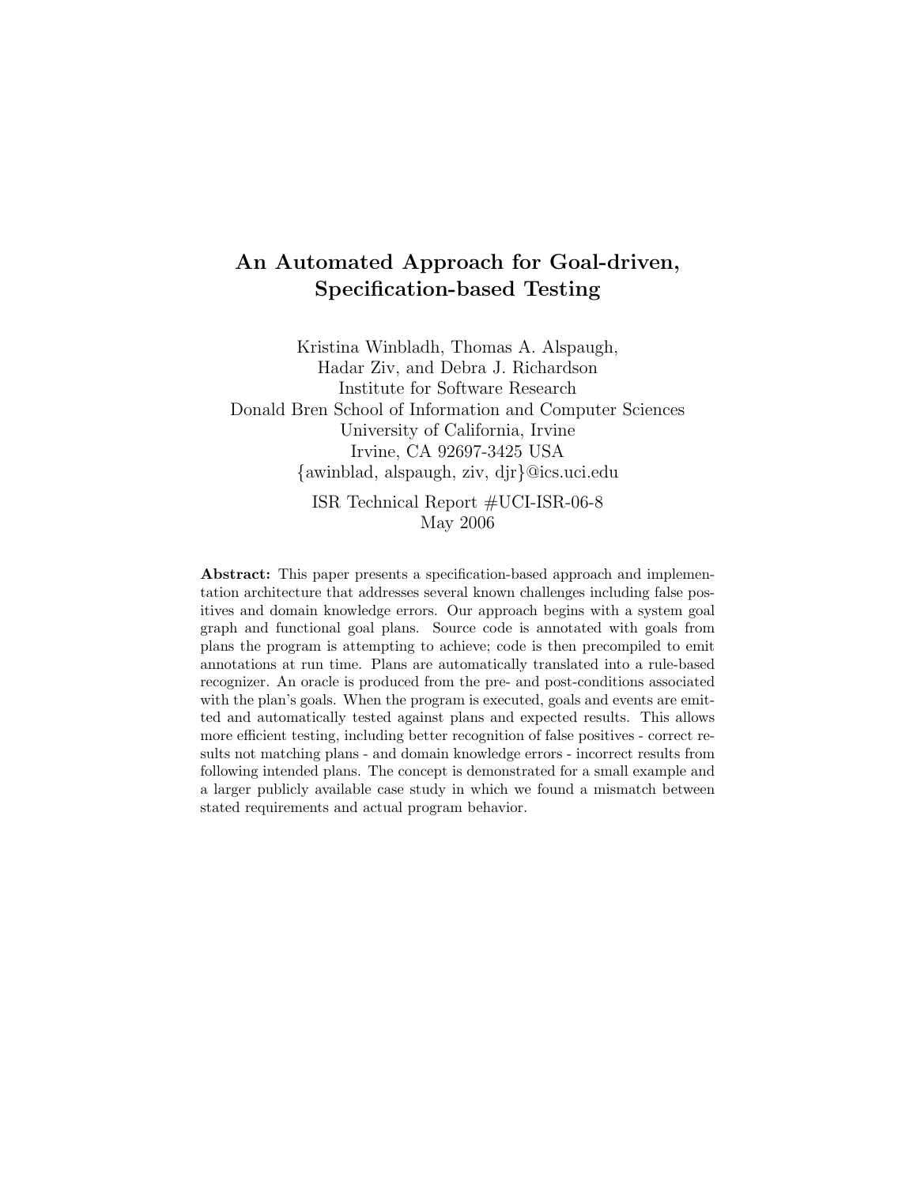# An Automated Approach for Goal-driven, Specification-based Testing

Kristina Winbladh, Thomas A. Alspaugh,
Hadar Ziv, and Debra J. Richardson
Institute for Software Research
Donald Bren School of Information and Computer Sciences
University of California, Irvine
Irvine, CA 92697-3425 USA
{awinblad, alspaugh, ziv, djr}@ics.uci.edu

ISR Technical Report #UCI-ISR-06-8
May 2006

**Abstract:** This paper presents a specification-based approach and implementation architecture that addresses several known challenges including false positives and domain knowledge errors. Our approach begins with a system goal graph and functional goal plans. Source code is annotated with goals from plans the program is attempting to achieve; code is then precompiled to emit annotations at run time. Plans are automatically translated into a rule-based recognizer. An oracle is produced from the pre- and post-conditions associated with the plan's goals. When the program is executed, goals and events are emitted and automatically tested against plans and expected results. This allows more efficient testing, including better recognition of false positives - correct results not matching plans - and domain knowledge errors - incorrect results from following intended plans. The concept is demonstrated for a small example and a larger publicly available case study in which we found a mismatch between stated requirements and actual program behavior.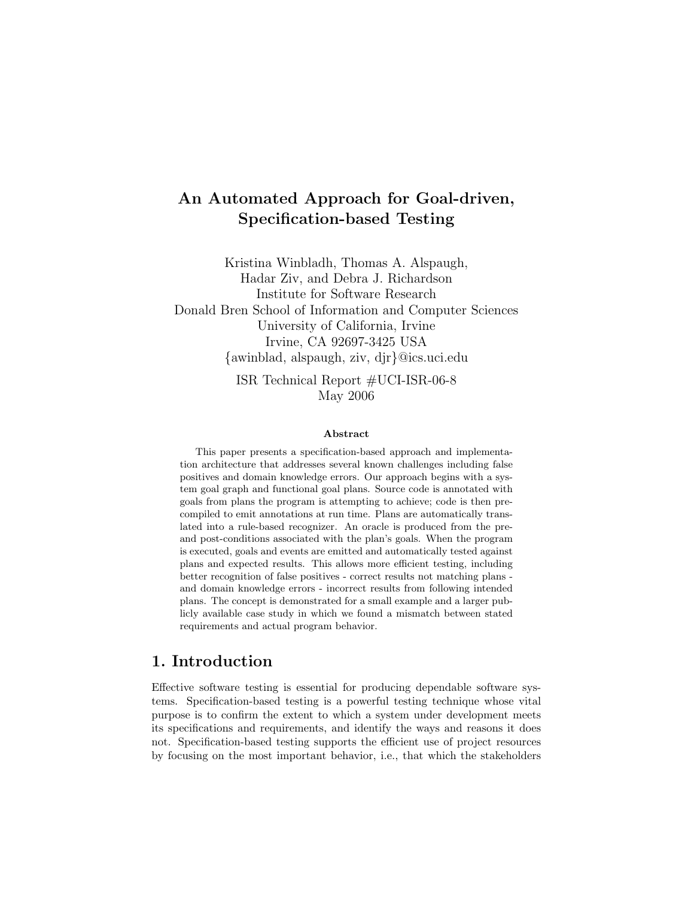# An Automated Approach for Goal-driven, Specification-based Testing

Kristina Winbladh, Thomas A. Alspaugh,
Hadar Ziv, and Debra J. Richardson
Institute for Software Research
Donald Bren School of Information and Computer Sciences
University of California, Irvine
Irvine, CA 92697-3425 USA
{awinblad, alspaugh, ziv, djr}@ics.uci.edu

ISR Technical Report #UCI-ISR-06-8
May 2006

**Abstract**

This paper presents a specification-based approach and implementation architecture that addresses several known challenges including false positives and domain knowledge errors. Our approach begins with a system goal graph and functional goal plans. Source code is annotated with goals from plans the program is attempting to achieve; code is then precompiled to emit annotations at run time. Plans are automatically translated into a rule-based recognizer. An oracle is produced from the pre- and post-conditions associated with the plan's goals. When the program is executed, goals and events are emitted and automatically tested against plans and expected results. This allows more efficient testing, including better recognition of false positives - correct results not matching plans - and domain knowledge errors - incorrect results from following intended plans. The concept is demonstrated for a small example and a larger publicly available case study in which we found a mismatch between stated requirements and actual program behavior.

## 1. Introduction

Effective software testing is essential for producing dependable software systems. Specification-based testing is a powerful testing technique whose vital purpose is to confirm the extent to which a system under development meets its specifications and requirements, and identify the ways and reasons it does not. Specification-based testing supports the efficient use of project resources by focusing on the most important behavior, i.e., that which the stakeholders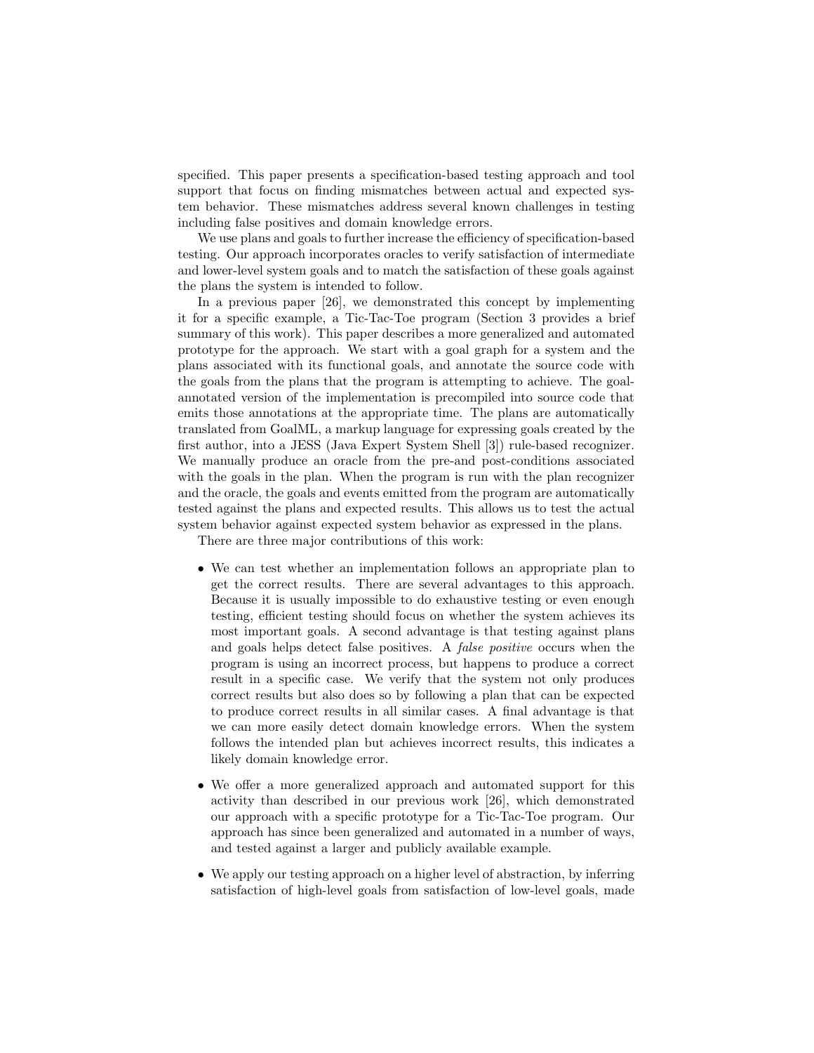specified. This paper presents a specification-based testing approach and tool support that focus on finding mismatches between actual and expected system behavior. These mismatches address several known challenges in testing including false positives and domain knowledge errors.

We use plans and goals to further increase the efficiency of specification-based testing. Our approach incorporates oracles to verify satisfaction of intermediate and lower-level system goals and to match the satisfaction of these goals against the plans the system is intended to follow.

In a previous paper [26], we demonstrated this concept by implementing it for a specific example, a Tic-Tac-Toe program (Section 3 provides a brief summary of this work). This paper describes a more generalized and automated prototype for the approach. We start with a goal graph for a system and the plans associated with its functional goals, and annotate the source code with the goals from the plans that the program is attempting to achieve. The goal-annotated version of the implementation is precompiled into source code that emits those annotations at the appropriate time. The plans are automatically translated from GoalML, a markup language for expressing goals created by the first author, into a JESS (Java Expert System Shell [3]) rule-based recognizer. We manually produce an oracle from the pre-and post-conditions associated with the goals in the plan. When the program is run with the plan recognizer and the oracle, the goals and events emitted from the program are automatically tested against the plans and expected results. This allows us to test the actual system behavior against expected system behavior as expressed in the plans.

There are three major contributions of this work:

- We can test whether an implementation follows an appropriate plan to get the correct results. There are several advantages to this approach. Because it is usually impossible to do exhaustive testing or even enough testing, efficient testing should focus on whether the system achieves its most important goals. A second advantage is that testing against plans and goals helps detect false positives. A *false positive* occurs when the program is using an incorrect process, but happens to produce a correct result in a specific case. We verify that the system not only produces correct results but also does so by following a plan that can be expected to produce correct results in all similar cases. A final advantage is that we can more easily detect domain knowledge errors. When the system follows the intended plan but achieves incorrect results, this indicates a likely domain knowledge error.
- We offer a more generalized approach and automated support for this activity than described in our previous work [26], which demonstrated our approach with a specific prototype for a Tic-Tac-Toe program. Our approach has since been generalized and automated in a number of ways, and tested against a larger and publicly available example.
- We apply our testing approach on a higher level of abstraction, by inferring satisfaction of high-level goals from satisfaction of low-level goals, made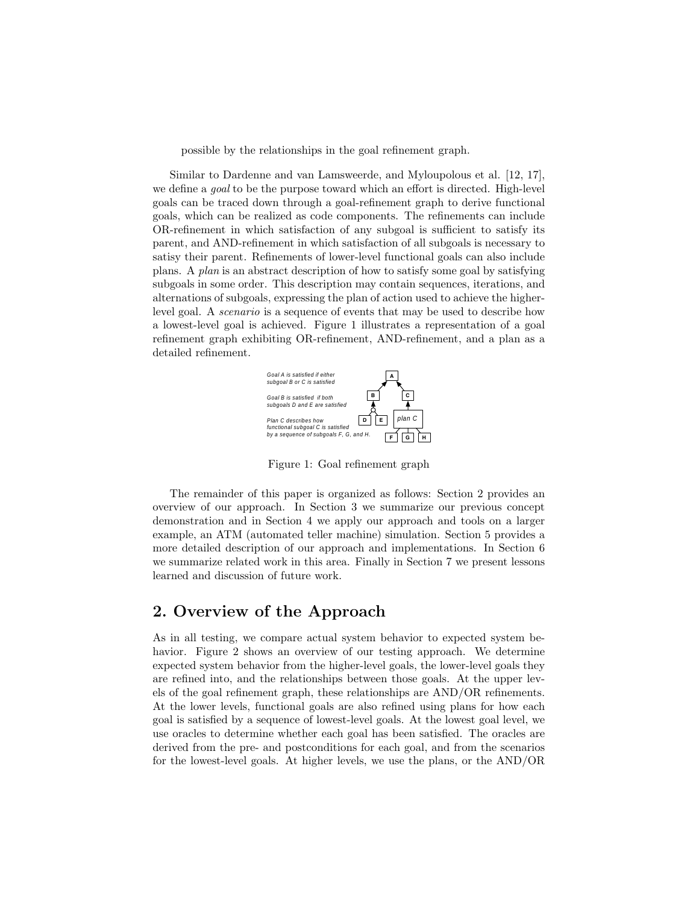possible by the relationships in the goal refinement graph.

Similar to Dardenne and van Lamsweerde, and Myloupolous et al. [12, 17], we define a *goal* to be the purpose toward which an effort is directed. High-level goals can be traced down through a goal-refinement graph to derive functional goals, which can be realized as code components. The refinements can include OR-refinement in which satisfaction of any subgoal is sufficient to satisfy its parent, and AND-refinement in which satisfaction of all subgoals is necessary to satisy their parent. Refinements of lower-level functional goals can also include plans. A *plan* is an abstract description of how to satisfy some goal by satisfying subgoals in some order. This description may contain sequences, iterations, and alternations of subgoals, expressing the plan of action used to achieve the higher-level goal. A *scenario* is a sequence of events that may be used to describe how a lowest-level goal is achieved. Figure 1 illustrates a representation of a goal refinement graph exhibiting OR-refinement, AND-refinement, and a plan as a detailed refinement.

Goal A is satisfied if either subgoal B or C is satisfied

Goal B is satisfied if both subgoals D and E are satisfied

Plan C describes how functional subgoal C is satisfied by a sequence of subgoals F, G, and H.

Figure 1: Goal refinement graph

The remainder of this paper is organized as follows: Section 2 provides an overview of our approach. In Section 3 we summarize our previous concept demonstration and in Section 4 we apply our approach and tools on a larger example, an ATM (automated teller machine) simulation. Section 5 provides a more detailed description of our approach and implementations. In Section 6 we summarize related work in this area. Finally in Section 7 we present lessons learned and discussion of future work.

## 2. Overview of the Approach

As in all testing, we compare actual system behavior to expected system behavior. Figure 2 shows an overview of our testing approach. We determine expected system behavior from the higher-level goals, the lower-level goals they are refined into, and the relationships between those goals. At the upper levels of the goal refinement graph, these relationships are AND/OR refinements. At the lower levels, functional goals are also refined using plans for how each goal is satisfied by a sequence of lowest-level goals. At the lowest goal level, we use oracles to determine whether each goal has been satisfied. The oracles are derived from the pre- and postconditions for each goal, and from the scenarios for the lowest-level goals. At higher levels, we use the plans, or the AND/OR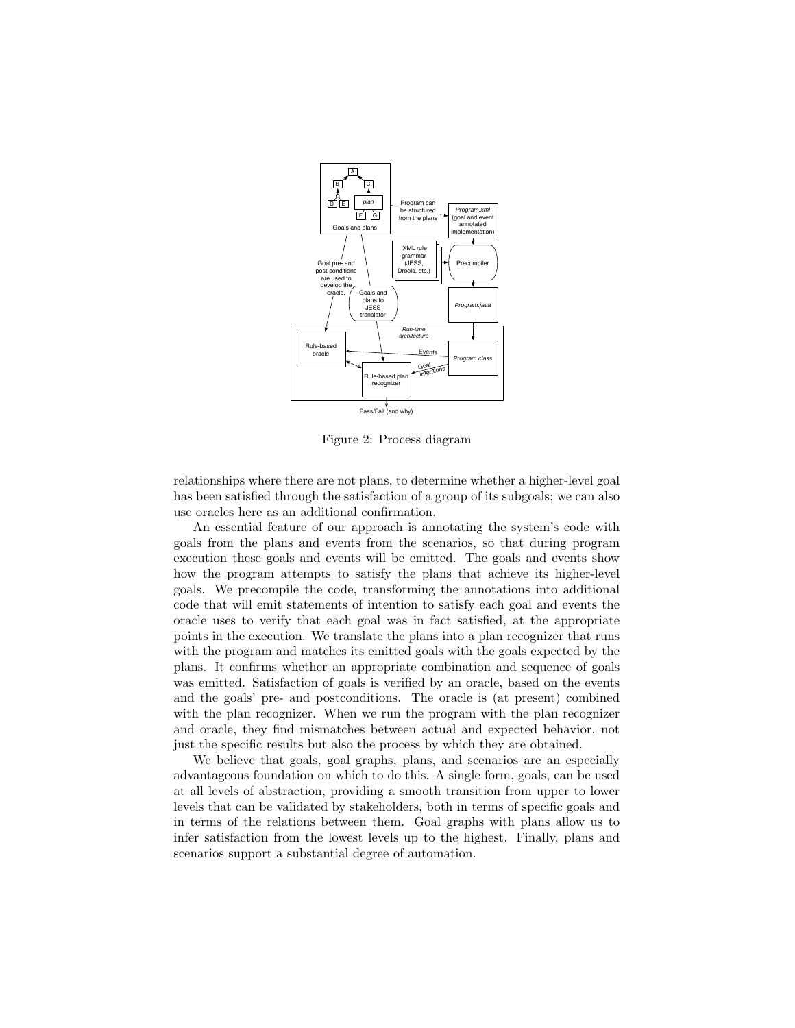Figure 2: Process diagram

relationships where there are not plans, to determine whether a higher-level goal has been satisfied through the satisfaction of a group of its subgoals; we can also use oracles here as an additional confirmation.

An essential feature of our approach is annotating the system's code with goals from the plans and events from the scenarios, so that during program execution these goals and events will be emitted. The goals and events show how the program attempts to satisfy the plans that achieve its higher-level goals. We precompile the code, transforming the annotations into additional code that will emit statements of intention to satisfy each goal and events the oracle uses to verify that each goal was in fact satisfied, at the appropriate points in the execution. We translate the plans into a plan recognizer that runs with the program and matches its emitted goals with the goals expected by the plans. It confirms whether an appropriate combination and sequence of goals was emitted. Satisfaction of goals is verified by an oracle, based on the events and the goals' pre- and postconditions. The oracle is (at present) combined with the plan recognizer. When we run the program with the plan recognizer and oracle, they find mismatches between actual and expected behavior, not just the specific results but also the process by which they are obtained.

We believe that goals, goal graphs, plans, and scenarios are an especially advantageous foundation on which to do this. A single form, goals, can be used at all levels of abstraction, providing a smooth transition from upper to lower levels that can be validated by stakeholders, both in terms of specific goals and in terms of the relations between them. Goal graphs with plans allow us to infer satisfaction from the lowest levels up to the highest. Finally, plans and scenarios support a substantial degree of automation.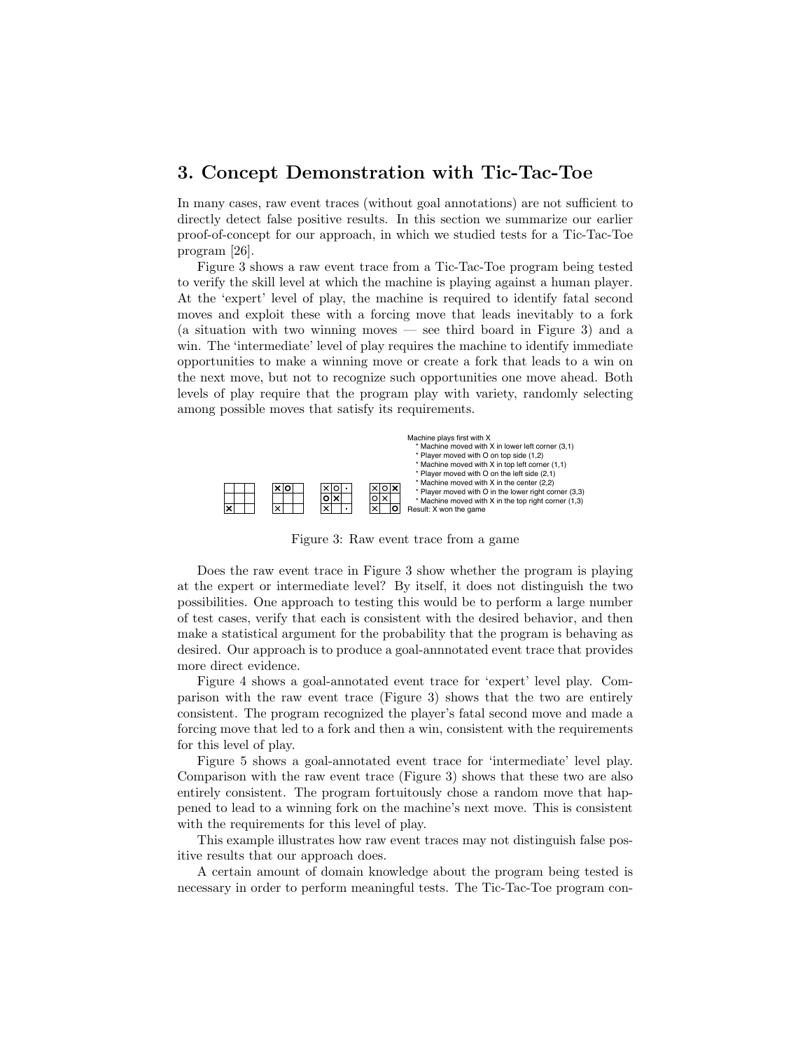# 3. Concept Demonstration with Tic-Tac-Toe

In many cases, raw event traces (without goal annotations) are not sufficient to directly detect false positive results. In this section we summarize our earlier proof-of-concept for our approach, in which we studied tests for a Tic-Tac-Toe program [26].

Figure 3 shows a raw event trace from a Tic-Tac-Toe program being tested to verify the skill level at which the machine is playing against a human player. At the 'expert' level of play, the machine is required to identify fatal second moves and exploit these with a forcing move that leads inevitably to a fork (a situation with two winning moves — see third board in Figure 3) and a win. The 'intermediate' level of play requires the machine to identify immediate opportunities to make a winning move or create a fork that leads to a win on the next move, but not to recognize such opportunities one move ahead. Both levels of play require that the program play with variety, randomly selecting among possible moves that satisfy its requirements.

Machine plays first with X
- Machine moved with X in lower left corner (3,1)
- Player moved with O on top side (1,2)
- Machine moved with X in top left corner (1,1)
- Player moved with O on the left side (2,1)
- Machine moved with X in the center (2,2)
- Player moved with O in the lower right corner (3,3)
- Machine moved with X in the top right corner (1,3)

Result: X won the game

Figure 3: Raw event trace from a game

Does the raw event trace in Figure 3 show whether the program is playing at the expert or intermediate level? By itself, it does not distinguish the two possibilities. One approach to testing this would be to perform a large number of test cases, verify that each is consistent with the desired behavior, and then make a statistical argument for the probability that the program is behaving as desired. Our approach is to produce a goal-annnotated event trace that provides more direct evidence.

Figure 4 shows a goal-annotated event trace for 'expert' level play. Comparison with the raw event trace (Figure 3) shows that the two are entirely consistent. The program recognized the player's fatal second move and made a forcing move that led to a fork and then a win, consistent with the requirements for this level of play.

Figure 5 shows a goal-annotated event trace for 'intermediate' level play. Comparison with the raw event trace (Figure 3) shows that these two are also entirely consistent. The program fortuitously chose a random move that happened to lead to a winning fork on the machine's next move. This is consistent with the requirements for this level of play.

This example illustrates how raw event traces may not distinguish false positive results that our approach does.

A certain amount of domain knowledge about the program being tested is necessary in order to perform meaningful tests. The Tic-Tac-Toe program con-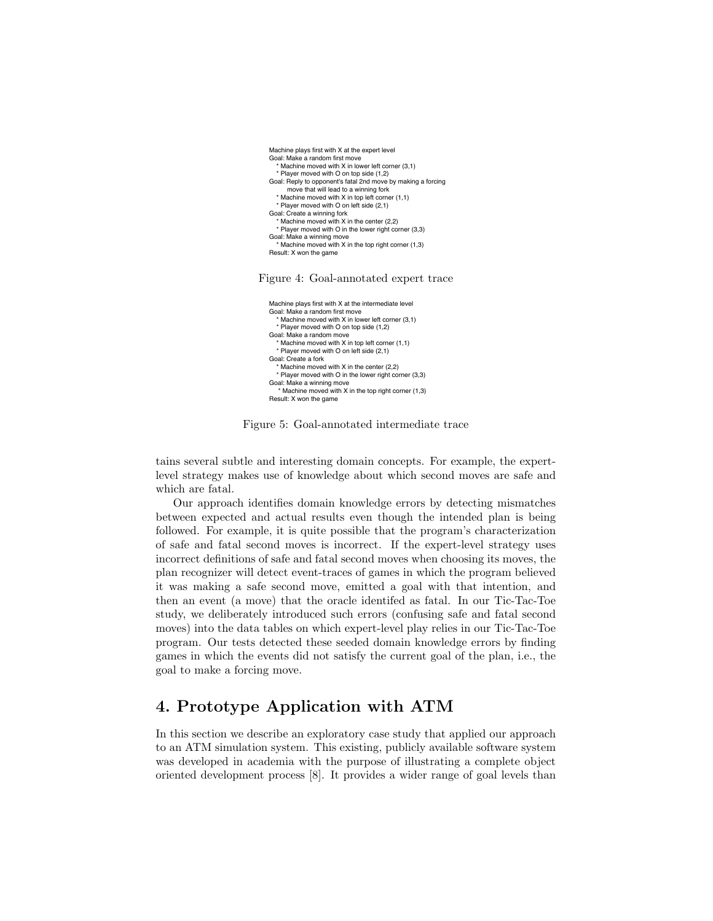```
Machine plays first with X at the expert level
Goal: Make a random first move
   * Machine moved with X in lower left corner (3,1)
   * Player moved with O on top side (1,2)
Goal: Reply to opponent's fatal 2nd move by making a forcing
      move that will lead to a winning fork
   * Machine moved with X in top left corner (1,1)
   * Player moved with O on left side (2,1)
Goal: Create a winning fork
   * Machine moved with X in the center (2,2)
   * Player moved with O in the lower right corner (3,3)
Goal: Make a winning move
   * Machine moved with X in the top right corner (1,3)
Result: X won the game
```

Figure 4: Goal-annotated expert trace

```
Machine plays first with X at the intermediate level
Goal: Make a random first move
   * Machine moved with X in lower left corner (3,1)
   * Player moved with O on top side (1,2)
Goal: Make a random move
   * Machine moved with X in top left corner (1,1)
   * Player moved with O on left side (2,1)
Goal: Create a fork
   * Machine moved with X in the center (2,2)
   * Player moved with O in the lower right corner (3,3)
Goal: Make a winning move
   * Machine moved with X in the top right corner (1,3)
Result: X won the game
```

Figure 5: Goal-annotated intermediate trace

tains several subtle and interesting domain concepts. For example, the expert-level strategy makes use of knowledge about which second moves are safe and which are fatal.

Our approach identifies domain knowledge errors by detecting mismatches between expected and actual results even though the intended plan is being followed. For example, it is quite possible that the program's characterization of safe and fatal second moves is incorrect. If the expert-level strategy uses incorrect definitions of safe and fatal second moves when choosing its moves, the plan recognizer will detect event-traces of games in which the program believed it was making a safe second move, emitted a goal with that intention, and then an event (a move) that the oracle identifed as fatal. In our Tic-Tac-Toe study, we deliberately introduced such errors (confusing safe and fatal second moves) into the data tables on which expert-level play relies in our Tic-Tac-Toe program. Our tests detected these seeded domain knowledge errors by finding games in which the events did not satisfy the current goal of the plan, i.e., the goal to make a forcing move.

## 4. Prototype Application with ATM

In this section we describe an exploratory case study that applied our approach to an ATM simulation system. This existing, publicly available software system was developed in academia with the purpose of illustrating a complete object oriented development process [8]. It provides a wider range of goal levels than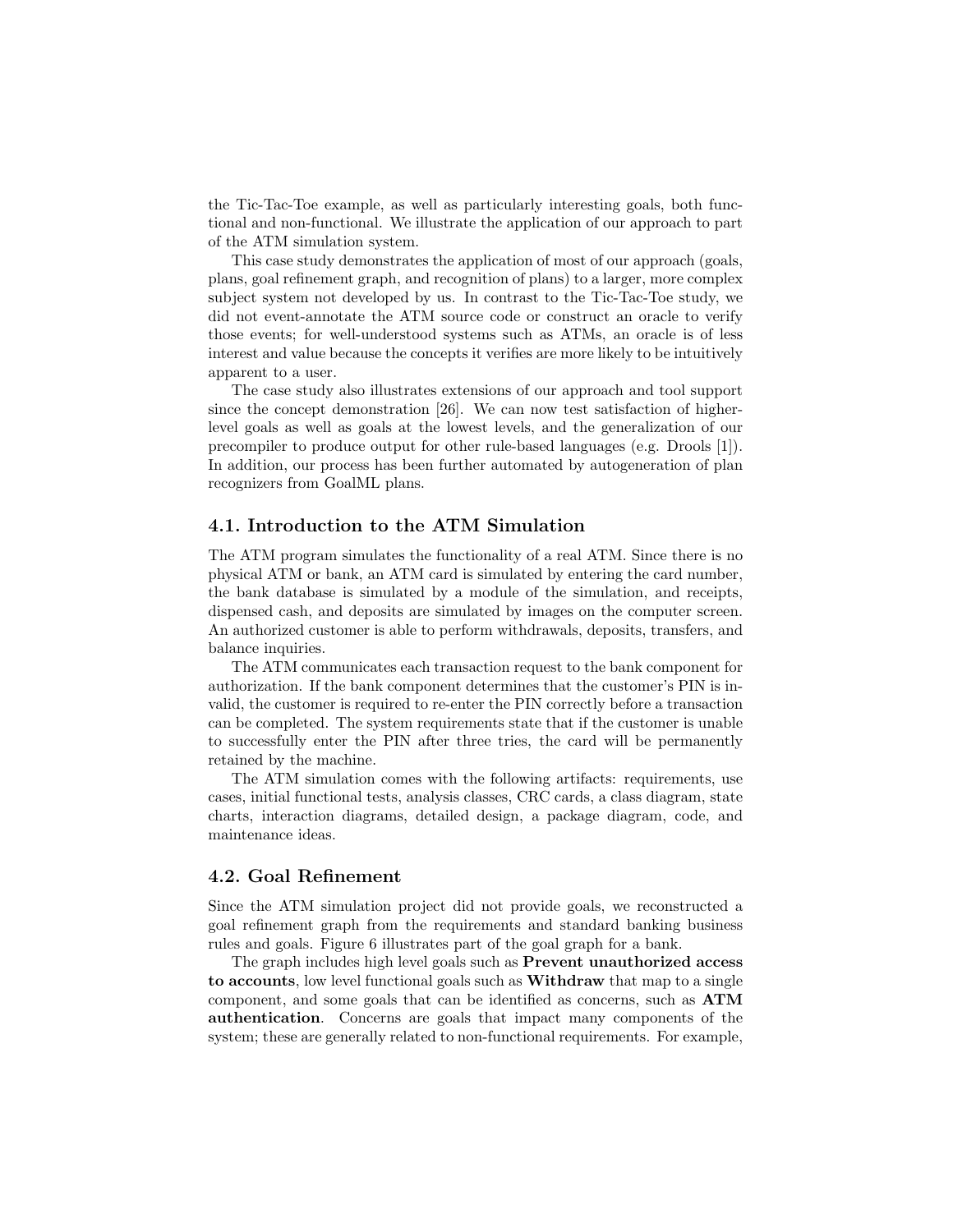the Tic-Tac-Toe example, as well as particularly interesting goals, both functional and non-functional. We illustrate the application of our approach to part of the ATM simulation system.

This case study demonstrates the application of most of our approach (goals, plans, goal refinement graph, and recognition of plans) to a larger, more complex subject system not developed by us. In contrast to the Tic-Tac-Toe study, we did not event-annotate the ATM source code or construct an oracle to verify those events; for well-understood systems such as ATMs, an oracle is of less interest and value because the concepts it verifies are more likely to be intuitively apparent to a user.

The case study also illustrates extensions of our approach and tool support since the concept demonstration [26]. We can now test satisfaction of higher-level goals as well as goals at the lowest levels, and the generalization of our precompiler to produce output for other rule-based languages (e.g. Drools [1]). In addition, our process has been further automated by autogeneration of plan recognizers from GoalML plans.

## 4.1. Introduction to the ATM Simulation

The ATM program simulates the functionality of a real ATM. Since there is no physical ATM or bank, an ATM card is simulated by entering the card number, the bank database is simulated by a module of the simulation, and receipts, dispensed cash, and deposits are simulated by images on the computer screen. An authorized customer is able to perform withdrawals, deposits, transfers, and balance inquiries.

The ATM communicates each transaction request to the bank component for authorization. If the bank component determines that the customer's PIN is invalid, the customer is required to re-enter the PIN correctly before a transaction can be completed. The system requirements state that if the customer is unable to successfully enter the PIN after three tries, the card will be permanently retained by the machine.

The ATM simulation comes with the following artifacts: requirements, use cases, initial functional tests, analysis classes, CRC cards, a class diagram, state charts, interaction diagrams, detailed design, a package diagram, code, and maintenance ideas.

## 4.2. Goal Refinement

Since the ATM simulation project did not provide goals, we reconstructed a goal refinement graph from the requirements and standard banking business rules and goals. Figure 6 illustrates part of the goal graph for a bank.

The graph includes high level goals such as **Prevent unauthorized access to accounts**, low level functional goals such as **Withdraw** that map to a single component, and some goals that can be identified as concerns, such as **ATM authentication**. Concerns are goals that impact many components of the system; these are generally related to non-functional requirements. For example,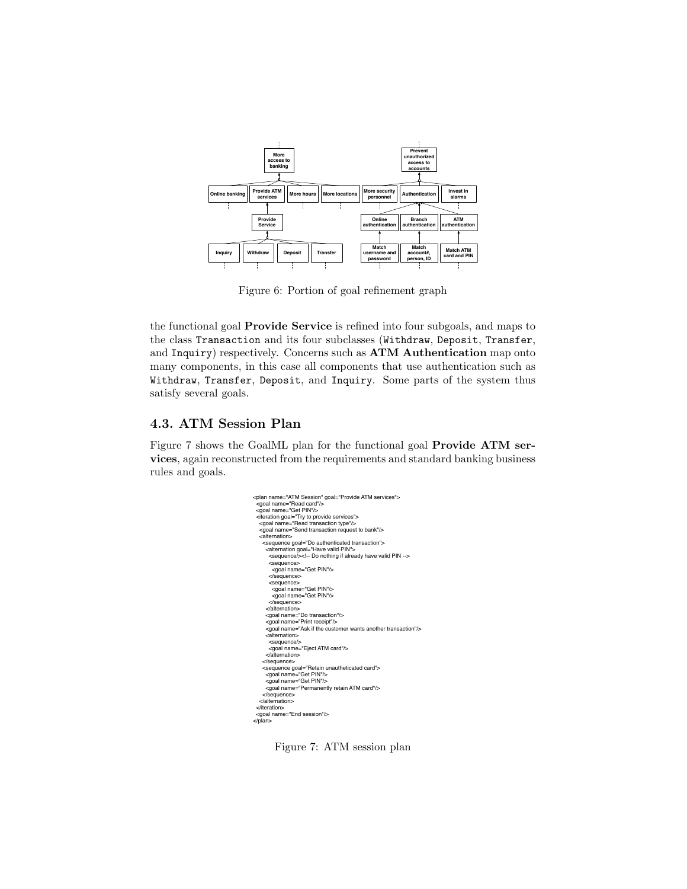Figure 6: Portion of goal refinement graph

the functional goal **Provide Service** is refined into four subgoals, and maps to the class `Transaction` and its four subclasses (`Withdraw`, `Deposit`, `Transfer`, and `Inquiry`) respectively. Concerns such as **ATM Authentication** map onto many components, in this case all components that use authentication such as `Withdraw`, `Transfer`, `Deposit`, and `Inquiry`. Some parts of the system thus satisfy several goals.

## 4.3. ATM Session Plan

Figure 7 shows the GoalML plan for the functional goal **Provide ATM services**, again reconstructed from the requirements and standard banking business rules and goals.

```
<plan name="ATM Session" goal="Provide ATM services">
  <goal name="Read card"/>
  <goal name="Get PIN"/>
  <iteration goal="Try to provide services">
    <goal name="Read transaction type"/>
    <goal name="Send transaction request to bank"/>
    <alternation>
      <sequence goal="Do authenticated transaction">
        <alternation goal="Have valid PIN">
          <sequence/><!-- Do nothing if already have valid PIN -->
          <sequence>
            <goal name="Get PIN"/>
          </sequence>
          <sequence>
            <goal name="Get PIN"/>
            <goal name="Get PIN"/>
          </sequence>
        </alternation>
        <goal name="Do transaction"/>
        <goal name="Print receipt"/>
        <goal name="Ask if the customer wants another transaction"/>
        <alternation>
          <sequence/>
          <goal name="Eject ATM card"/>
        </alternation>
      </sequence>
      <sequence goal="Retain unautheticated card">
        <goal name="Get PIN"/>
        <goal name="Get PIN"/>
        <goal name="Permanently retain ATM card"/>
      </sequence>
    </alternation>
  </iteration>
  <goal name="End session"/>
</plan>
```

Figure 7: ATM session plan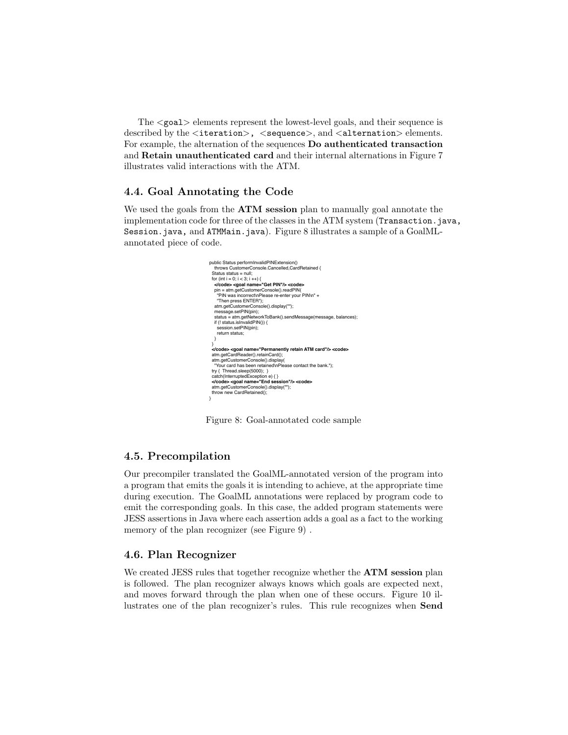The <goal> elements represent the lowest-level goals, and their sequence is described by the <iteration>, <sequence>, and <alternation> elements. For example, the alternation of the sequences **Do authenticated transaction** and **Retain unauthenticated card** and their internal alternations in Figure 7 illustrates valid interactions with the ATM.

## 4.4. Goal Annotating the Code

We used the goals from the **ATM session** plan to manually goal annotate the implementation code for three of the classes in the ATM system (`Transaction.java`, `Session.java`, and `ATMMain.java`). Figure 8 illustrates a sample of a GoalML-annotated piece of code.

```
public Status performInvalidPINExtension()
  throws CustomerConsole.Cancelled,CardRetained {
  Status status = null;
  for (int i = 0; i < 3; i ++) {
   </code> <goal name="Get PIN"/> <code>
   pin = atm.getCustomerConsole().readPIN(
    "PIN was incorrect\nPlease re-enter your PIN\n" +
    "Then press ENTER");
   atm.getCustomerConsole().display("");
   message.setPIN(pin);
   status = atm.getNetworkToBank().sendMessage(message, balances);
   if (! status.isInvalidPIN()) {
    session.setPIN(pin);
    return status;
   }
  }
  </code> <goal name="Permanently retain ATM card"/> <code>
  atm.getCardReader().retainCard();
  atm.getCustomerConsole().display(
   "Your card has been retained\nPlease contact the bank.");
  try { Thread.sleep(5000); }
  catch(InterruptedException e) { }
  </code> <goal name="End session"/> <code>
  atm.getCustomerConsole().display("");
  throw new CardRetained();
}
```

Figure 8: Goal-annotated code sample

## 4.5. Precompilation

Our precompiler translated the GoalML-annotated version of the program into a program that emits the goals it is intending to achieve, at the appropriate time during execution. The GoalML annotations were replaced by program code to emit the corresponding goals. In this case, the added program statements were JESS assertions in Java where each assertion adds a goal as a fact to the working memory of the plan recognizer (see Figure 9) .

## 4.6. Plan Recognizer

We created JESS rules that together recognize whether the **ATM session** plan is followed. The plan recognizer always knows which goals are expected next, and moves forward through the plan when one of these occurs. Figure 10 illustrates one of the plan recognizer's rules. This rule recognizes when **Send**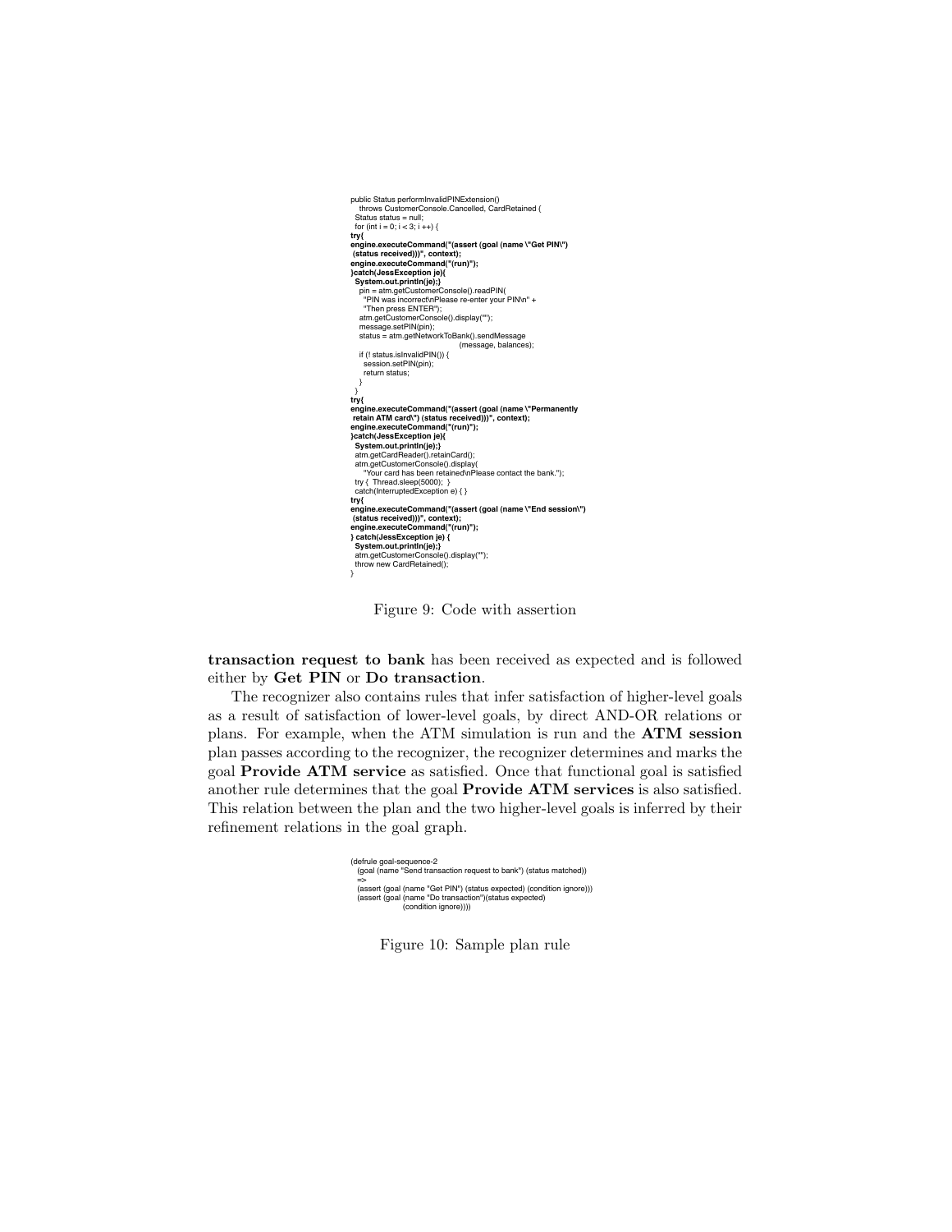```
public Status performInvalidPINExtension()
    throws CustomerConsole.Cancelled, CardRetained {
  Status status = null;
  for (int i = 0; i < 3; i ++) {
try{
engine.executeCommand("(assert (goal (name \"Get PIN\")
 (status received)))", context);
engine.executeCommand("(run)");
}catch(JessException je){
  System.out.println(je);}
    pin = atm.getCustomerConsole().readPIN(
      "PIN was incorrect\nPlease re-enter your PIN\n" +
      "Then press ENTER");
    atm.getCustomerConsole().display("");
    message.setPIN(pin);
    status = atm.getNetworkToBank().sendMessage
                                      (message, balances);
    if (! status.isInvalidPIN()) {
      session.setPIN(pin);
      return status;
    }
  }
try{
engine.executeCommand("(assert (goal (name \"Permanently
 retain ATM card\") (status received)))", context);
engine.executeCommand("(run)");
}catch(JessException je){
  System.out.println(je);}
  atm.getCardReader().retainCard();
  atm.getCustomerConsole().display(
    "Your card has been retained\nPlease contact the bank.");
  try {  Thread.sleep(5000);  }
  catch(InterruptedException e) { }
try{
engine.executeCommand("(assert (goal (name \"End session\")
 (status received)))", context);
engine.executeCommand("(run)");
} catch(JessException je) {
  System.out.println(je);}
  atm.getCustomerConsole().display("");
  throw new CardRetained();
}
```

Figure 9: Code with assertion

**transaction request to bank** has been received as expected and is followed either by **Get PIN** or **Do transaction**.

The recognizer also contains rules that infer satisfaction of higher-level goals as a result of satisfaction of lower-level goals, by direct AND-OR relations or plans. For example, when the ATM simulation is run and the **ATM session** plan passes according to the recognizer, the recognizer determines and marks the goal **Provide ATM service** as satisfied. Once that functional goal is satisfied another rule determines that the goal **Provide ATM services** is also satisfied. This relation between the plan and the two higher-level goals is inferred by their refinement relations in the goal graph.

```
(defrule goal-sequence-2
  (goal (name "Send transaction request to bank") (status matched))
  =>
  (assert (goal (name "Get PIN") (status expected) (condition ignore)))
  (assert (goal (name "Do transaction")(status expected)
                (condition ignore))))
```

Figure 10: Sample plan rule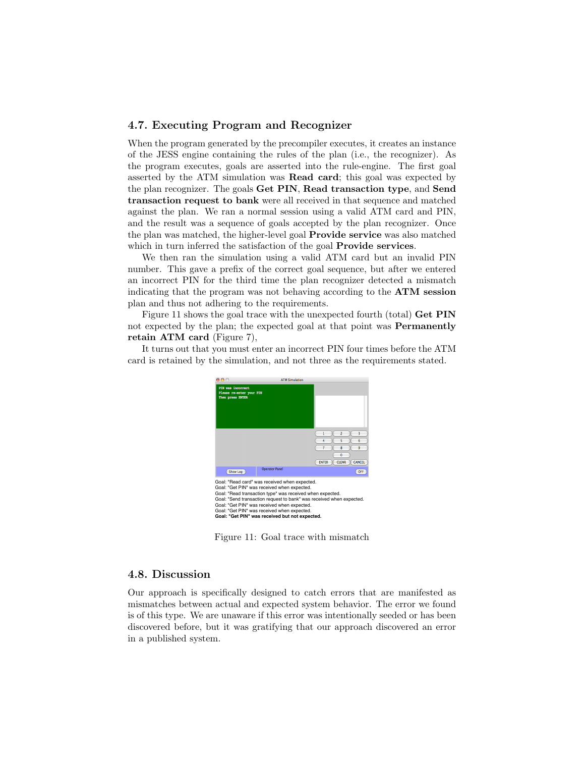## 4.7. Executing Program and Recognizer

When the program generated by the precompiler executes, it creates an instance of the JESS engine containing the rules of the plan (i.e., the recognizer). As the program executes, goals are asserted into the rule-engine. The first goal asserted by the ATM simulation was **Read card**; this goal was expected by the plan recognizer. The goals **Get PIN**, **Read transaction type**, and **Send transaction request to bank** were all received in that sequence and matched against the plan. We ran a normal session using a valid ATM card and PIN, and the result was a sequence of goals accepted by the plan recognizer. Once the plan was matched, the higher-level goal **Provide service** was also matched which in turn inferred the satisfaction of the goal **Provide services**.

We then ran the simulation using a valid ATM card but an invalid PIN number. This gave a prefix of the correct goal sequence, but after we entered an incorrect PIN for the third time the plan recognizer detected a mismatch indicating that the program was not behaving according to the **ATM session** plan and thus not adhering to the requirements.

Figure 11 shows the goal trace with the unexpected fourth (total) **Get PIN** not expected by the plan; the expected goal at that point was **Permanently retain ATM card** (Figure 7),

It turns out that you must enter an incorrect PIN four times before the ATM card is retained by the simulation, and not three as the requirements stated.

Goal: "Read card" was received when expected.
Goal: "Get PIN" was received when expected.
Goal: "Read transaction type" was received when expected.
Goal: "Send transaction request to bank" was received when expected.
Goal: "Get PIN" was received when expected.
Goal: "Get PIN" was received when expected.
**Goal: "Get PIN" was received but not expected.**

Figure 11: Goal trace with mismatch

## 4.8. Discussion

Our approach is specifically designed to catch errors that are manifested as mismatches between actual and expected system behavior. The error we found is of this type. We are unaware if this error was intentionally seeded or has been discovered before, but it was gratifying that our approach discovered an error in a published system.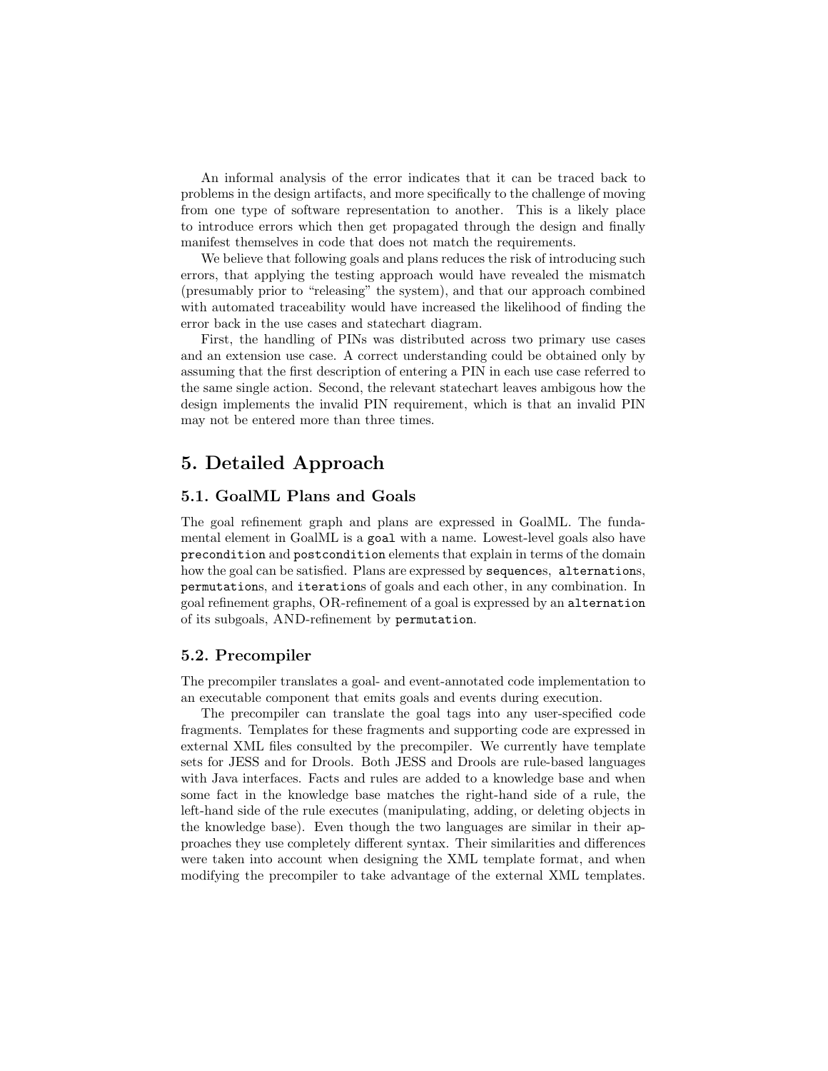An informal analysis of the error indicates that it can be traced back to problems in the design artifacts, and more specifically to the challenge of moving from one type of software representation to another. This is a likely place to introduce errors which then get propagated through the design and finally manifest themselves in code that does not match the requirements.

We believe that following goals and plans reduces the risk of introducing such errors, that applying the testing approach would have revealed the mismatch (presumably prior to "releasing" the system), and that our approach combined with automated traceability would have increased the likelihood of finding the error back in the use cases and statechart diagram.

First, the handling of PINs was distributed across two primary use cases and an extension use case. A correct understanding could be obtained only by assuming that the first description of entering a PIN in each use case referred to the same single action. Second, the relevant statechart leaves ambigous how the design implements the invalid PIN requirement, which is that an invalid PIN may not be entered more than three times.

# 5. Detailed Approach

## 5.1. GoalML Plans and Goals

The goal refinement graph and plans are expressed in GoalML. The fundamental element in GoalML is a `goal` with a name. Lowest-level goals also have `precondition` and `postcondition` elements that explain in terms of the domain how the goal can be satisfied. Plans are expressed by `sequence`s, `alternation`s, `permutation`s, and `iteration`s of goals and each other, in any combination. In goal refinement graphs, OR-refinement of a goal is expressed by an `alternation` of its subgoals, AND-refinement by `permutation`.

## 5.2. Precompiler

The precompiler translates a goal- and event-annotated code implementation to an executable component that emits goals and events during execution.

The precompiler can translate the goal tags into any user-specified code fragments. Templates for these fragments and supporting code are expressed in external XML files consulted by the precompiler. We currently have template sets for JESS and for Drools. Both JESS and Drools are rule-based languages with Java interfaces. Facts and rules are added to a knowledge base and when some fact in the knowledge base matches the right-hand side of a rule, the left-hand side of the rule executes (manipulating, adding, or deleting objects in the knowledge base). Even though the two languages are similar in their approaches they use completely different syntax. Their similarities and differences were taken into account when designing the XML template format, and when modifying the precompiler to take advantage of the external XML templates.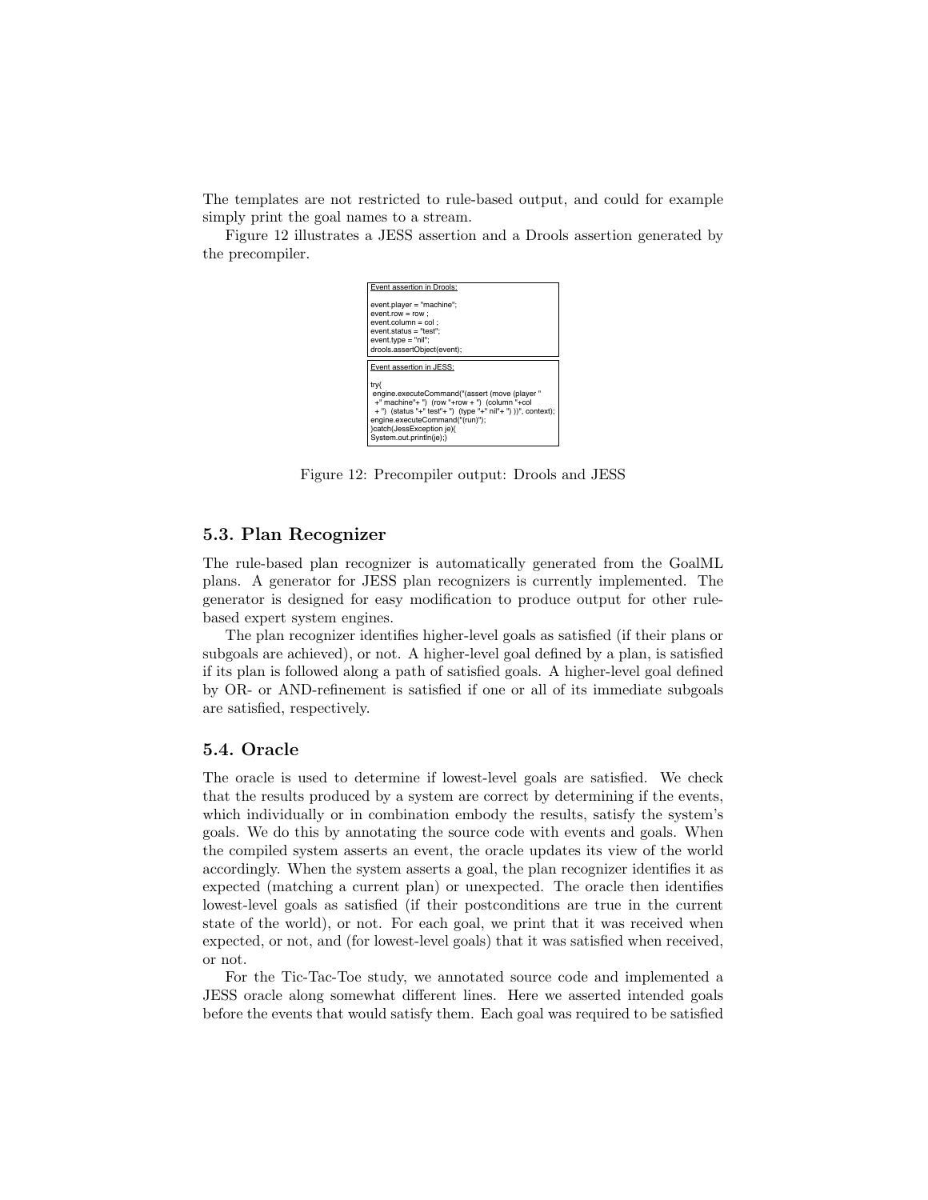The templates are not restricted to rule-based output, and could for example simply print the goal names to a stream.

Figure 12 illustrates a JESS assertion and a Drools assertion generated by the precompiler.

```
Event assertion in Drools:

event.player = "machine";
event.row = row ;
event.column = col ;
event.status = "test";
event.type = "nil";
drools.assertObject(event);
```

```
Event assertion in JESS:

try{
 engine.executeCommand("(assert (move (player "
  +" machine"+ ")  (row "+row + ")  (column "+col
  + ")  (status "+" test"+ ")  (type "+" nil"+ ") ))", context);
engine.executeCommand("(run)");
}catch(JessException je){
System.out.println(je);}
```

Figure 12: Precompiler output: Drools and JESS

### 5.3. Plan Recognizer

The rule-based plan recognizer is automatically generated from the GoalML plans. A generator for JESS plan recognizers is currently implemented. The generator is designed for easy modification to produce output for other rule-based expert system engines.

The plan recognizer identifies higher-level goals as satisfied (if their plans or subgoals are achieved), or not. A higher-level goal defined by a plan, is satisfied if its plan is followed along a path of satisfied goals. A higher-level goal defined by OR- or AND-refinement is satisfied if one or all of its immediate subgoals are satisfied, respectively.

### 5.4. Oracle

The oracle is used to determine if lowest-level goals are satisfied. We check that the results produced by a system are correct by determining if the events, which individually or in combination embody the results, satisfy the system's goals. We do this by annotating the source code with events and goals. When the compiled system asserts an event, the oracle updates its view of the world accordingly. When the system asserts a goal, the plan recognizer identifies it as expected (matching a current plan) or unexpected. The oracle then identifies lowest-level goals as satisfied (if their postconditions are true in the current state of the world), or not. For each goal, we print that it was received when expected, or not, and (for lowest-level goals) that it was satisfied when received, or not.

For the Tic-Tac-Toe study, we annotated source code and implemented a JESS oracle along somewhat different lines. Here we asserted intended goals before the events that would satisfy them. Each goal was required to be satisfied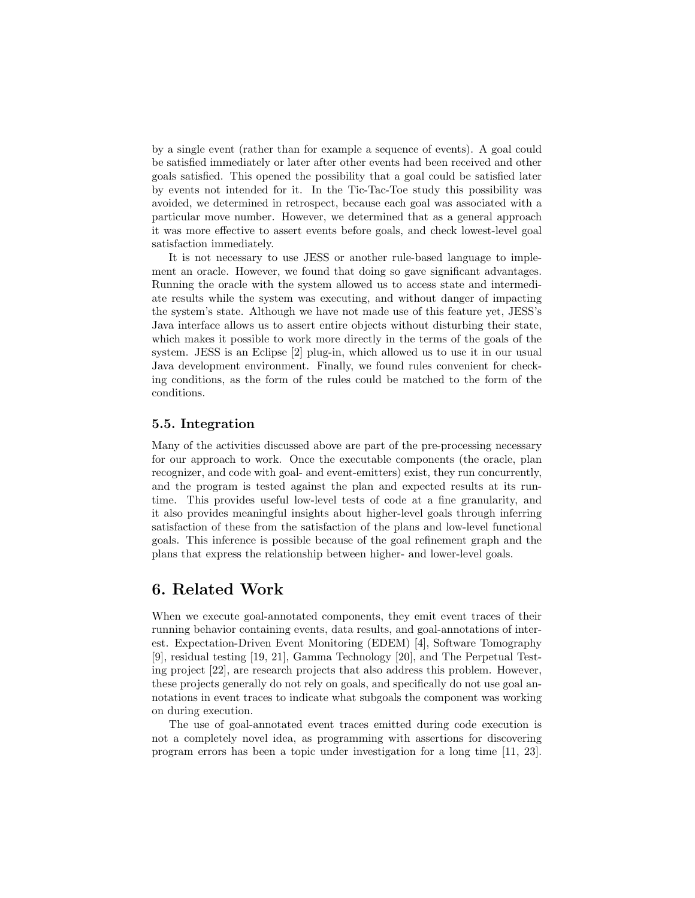by a single event (rather than for example a sequence of events). A goal could be satisfied immediately or later after other events had been received and other goals satisfied. This opened the possibility that a goal could be satisfied later by events not intended for it. In the Tic-Tac-Toe study this possibility was avoided, we determined in retrospect, because each goal was associated with a particular move number. However, we determined that as a general approach it was more effective to assert events before goals, and check lowest-level goal satisfaction immediately.

It is not necessary to use JESS or another rule-based language to implement an oracle. However, we found that doing so gave significant advantages. Running the oracle with the system allowed us to access state and intermediate results while the system was executing, and without danger of impacting the system's state. Although we have not made use of this feature yet, JESS's Java interface allows us to assert entire objects without disturbing their state, which makes it possible to work more directly in the terms of the goals of the system. JESS is an Eclipse [2] plug-in, which allowed us to use it in our usual Java development environment. Finally, we found rules convenient for checking conditions, as the form of the rules could be matched to the form of the conditions.

### 5.5. Integration

Many of the activities discussed above are part of the pre-processing necessary for our approach to work. Once the executable components (the oracle, plan recognizer, and code with goal- and event-emitters) exist, they run concurrently, and the program is tested against the plan and expected results at its runtime. This provides useful low-level tests of code at a fine granularity, and it also provides meaningful insights about higher-level goals through inferring satisfaction of these from the satisfaction of the plans and low-level functional goals. This inference is possible because of the goal refinement graph and the plans that express the relationship between higher- and lower-level goals.

## 6. Related Work

When we execute goal-annotated components, they emit event traces of their running behavior containing events, data results, and goal-annotations of interest. Expectation-Driven Event Monitoring (EDEM) [4], Software Tomography [9], residual testing [19, 21], Gamma Technology [20], and The Perpetual Testing project [22], are research projects that also address this problem. However, these projects generally do not rely on goals, and specifically do not use goal annotations in event traces to indicate what subgoals the component was working on during execution.

The use of goal-annotated event traces emitted during code execution is not a completely novel idea, as programming with assertions for discovering program errors has been a topic under investigation for a long time [11, 23].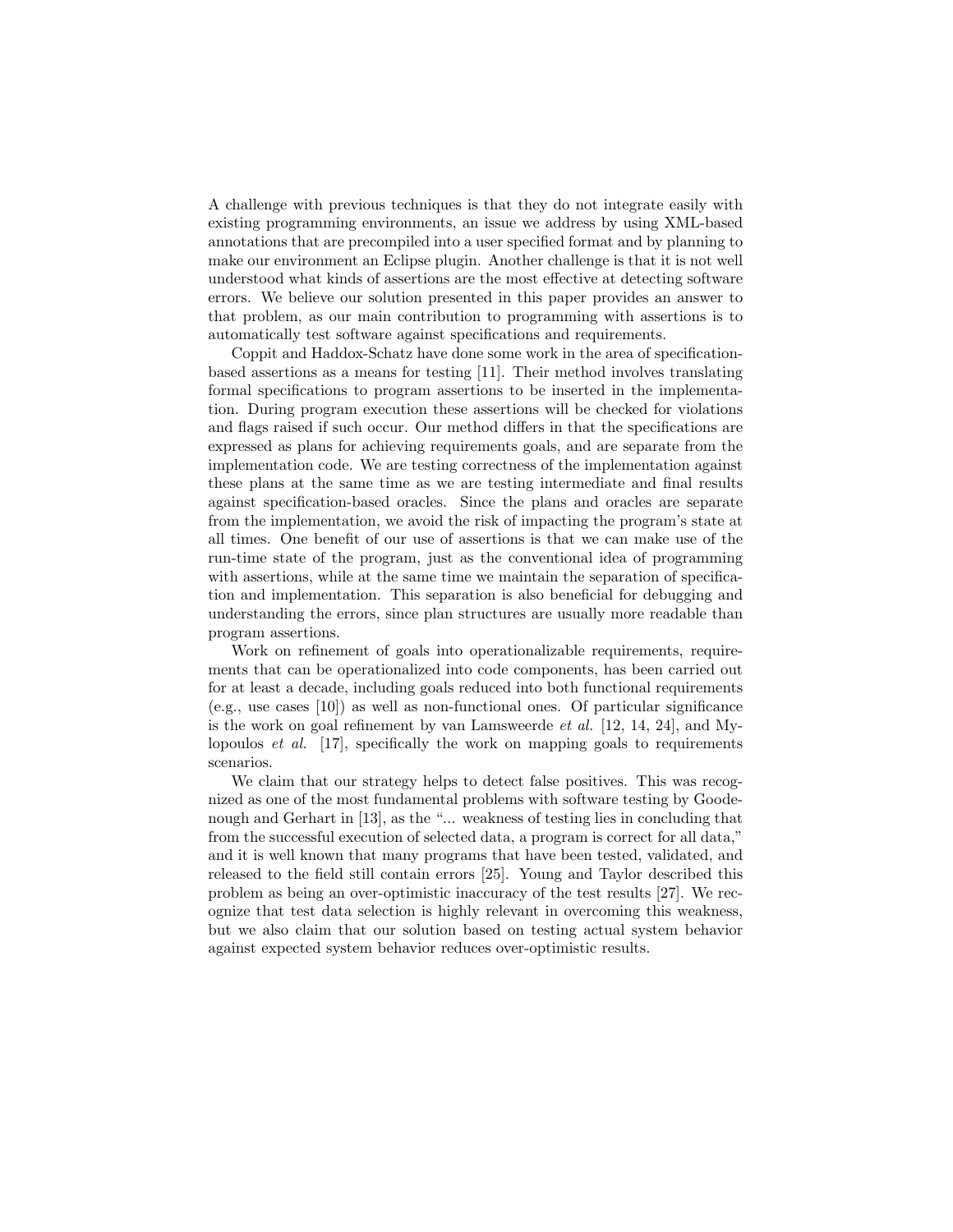A challenge with previous techniques is that they do not integrate easily with existing programming environments, an issue we address by using XML-based annotations that are precompiled into a user specified format and by planning to make our environment an Eclipse plugin. Another challenge is that it is not well understood what kinds of assertions are the most effective at detecting software errors. We believe our solution presented in this paper provides an answer to that problem, as our main contribution to programming with assertions is to automatically test software against specifications and requirements.

Coppit and Haddox-Schatz have done some work in the area of specification-based assertions as a means for testing [11]. Their method involves translating formal specifications to program assertions to be inserted in the implementation. During program execution these assertions will be checked for violations and flags raised if such occur. Our method differs in that the specifications are expressed as plans for achieving requirements goals, and are separate from the implementation code. We are testing correctness of the implementation against these plans at the same time as we are testing intermediate and final results against specification-based oracles. Since the plans and oracles are separate from the implementation, we avoid the risk of impacting the program's state at all times. One benefit of our use of assertions is that we can make use of the run-time state of the program, just as the conventional idea of programming with assertions, while at the same time we maintain the separation of specification and implementation. This separation is also beneficial for debugging and understanding the errors, since plan structures are usually more readable than program assertions.

Work on refinement of goals into operationalizable requirements, requirements that can be operationalized into code components, has been carried out for at least a decade, including goals reduced into both functional requirements (e.g., use cases [10]) as well as non-functional ones. Of particular significance is the work on goal refinement by van Lamsweerde *et al.* [12, 14, 24], and Mylopoulos *et al.* [17], specifically the work on mapping goals to requirements scenarios.

We claim that our strategy helps to detect false positives. This was recognized as one of the most fundamental problems with software testing by Goodenough and Gerhart in [13], as the "... weakness of testing lies in concluding that from the successful execution of selected data, a program is correct for all data," and it is well known that many programs that have been tested, validated, and released to the field still contain errors [25]. Young and Taylor described this problem as being an over-optimistic inaccuracy of the test results [27]. We recognize that test data selection is highly relevant in overcoming this weakness, but we also claim that our solution based on testing actual system behavior against expected system behavior reduces over-optimistic results.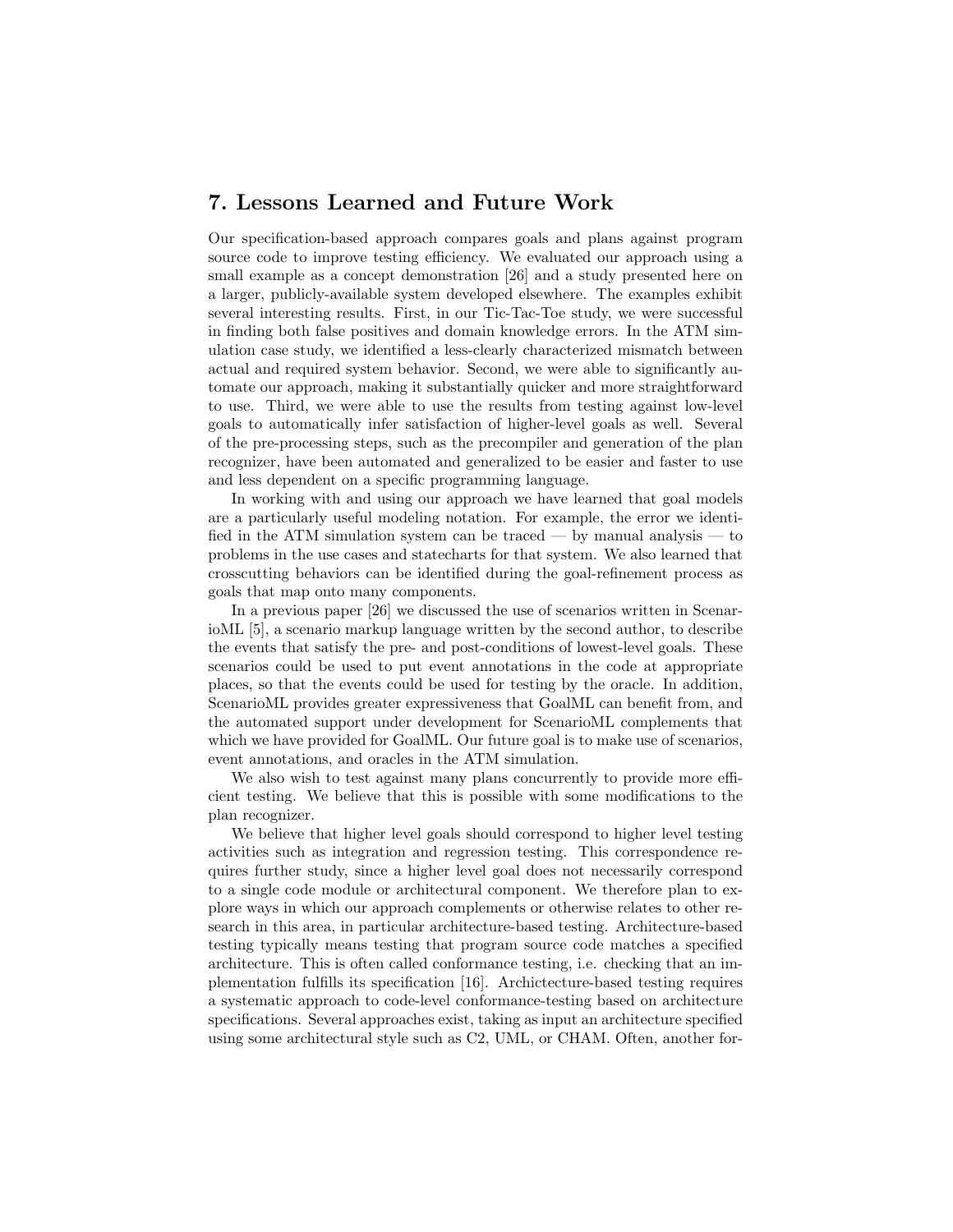## 7. Lessons Learned and Future Work

Our specification-based approach compares goals and plans against program source code to improve testing efficiency. We evaluated our approach using a small example as a concept demonstration [26] and a study presented here on a larger, publicly-available system developed elsewhere. The examples exhibit several interesting results. First, in our Tic-Tac-Toe study, we were successful in finding both false positives and domain knowledge errors. In the ATM simulation case study, we identified a less-clearly characterized mismatch between actual and required system behavior. Second, we were able to significantly automate our approach, making it substantially quicker and more straightforward to use. Third, we were able to use the results from testing against low-level goals to automatically infer satisfaction of higher-level goals as well. Several of the pre-processing steps, such as the precompiler and generation of the plan recognizer, have been automated and generalized to be easier and faster to use and less dependent on a specific programming language.

In working with and using our approach we have learned that goal models are a particularly useful modeling notation. For example, the error we identified in the ATM simulation system can be traced — by manual analysis — to problems in the use cases and statecharts for that system. We also learned that crosscutting behaviors can be identified during the goal-refinement process as goals that map onto many components.

In a previous paper [26] we discussed the use of scenarios written in ScenarioML [5], a scenario markup language written by the second author, to describe the events that satisfy the pre- and post-conditions of lowest-level goals. These scenarios could be used to put event annotations in the code at appropriate places, so that the events could be used for testing by the oracle. In addition, ScenarioML provides greater expressiveness that GoalML can benefit from, and the automated support under development for ScenarioML complements that which we have provided for GoalML. Our future goal is to make use of scenarios, event annotations, and oracles in the ATM simulation.

We also wish to test against many plans concurrently to provide more efficient testing. We believe that this is possible with some modifications to the plan recognizer.

We believe that higher level goals should correspond to higher level testing activities such as integration and regression testing. This correspondence requires further study, since a higher level goal does not necessarily correspond to a single code module or architectural component. We therefore plan to explore ways in which our approach complements or otherwise relates to other research in this area, in particular architecture-based testing. Architecture-based testing typically means testing that program source code matches a specified architecture. This is often called conformance testing, i.e. checking that an implementation fulfills its specification [16]. Archictecture-based testing requires a systematic approach to code-level conformance-testing based on architecture specifications. Several approaches exist, taking as input an architecture specified using some architectural style such as C2, UML, or CHAM. Often, another for-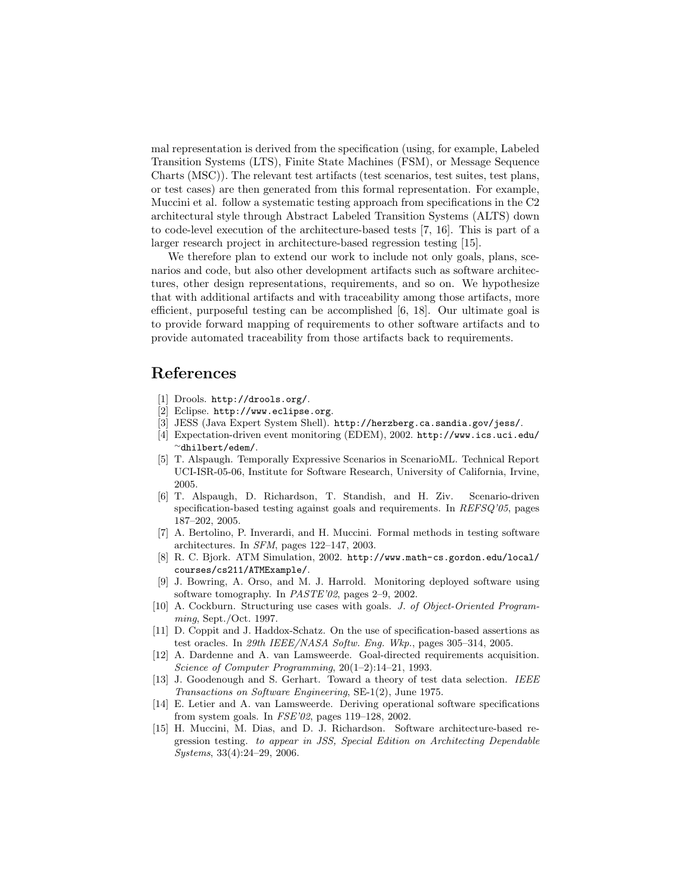mal representation is derived from the specification (using, for example, Labeled Transition Systems (LTS), Finite State Machines (FSM), or Message Sequence Charts (MSC)). The relevant test artifacts (test scenarios, test suites, test plans, or test cases) are then generated from this formal representation. For example, Muccini et al. follow a systematic testing approach from specifications in the C2 architectural style through Abstract Labeled Transition Systems (ALTS) down to code-level execution of the architecture-based tests [7, 16]. This is part of a larger research project in architecture-based regression testing [15].

We therefore plan to extend our work to include not only goals, plans, scenarios and code, but also other development artifacts such as software architectures, other design representations, requirements, and so on. We hypothesize that with additional artifacts and with traceability among those artifacts, more efficient, purposeful testing can be accomplished [6, 18]. Our ultimate goal is to provide forward mapping of requirements to other software artifacts and to provide automated traceability from those artifacts back to requirements.

## References

[1] Drools. `http://drools.org/`.

[2] Eclipse. `http://www.eclipse.org`.

[3] JESS (Java Expert System Shell). `http://herzberg.ca.sandia.gov/jess/`.

[4] Expectation-driven event monitoring (EDEM), 2002. `http://www.ics.uci.edu/~dhilbert/edem/`.

[5] T. Alspaugh. Temporally Expressive Scenarios in ScenarioML. Technical Report UCI-ISR-05-06, Institute for Software Research, University of California, Irvine, 2005.

[6] T. Alspaugh, D. Richardson, T. Standish, and H. Ziv. Scenario-driven specification-based testing against goals and requirements. In *REFSQ'05*, pages 187–202, 2005.

[7] A. Bertolino, P. Inverardi, and H. Muccini. Formal methods in testing software architectures. In *SFM*, pages 122–147, 2003.

[8] R. C. Bjork. ATM Simulation, 2002. `http://www.math-cs.gordon.edu/local/courses/cs211/ATMExample/`.

[9] J. Bowring, A. Orso, and M. J. Harrold. Monitoring deployed software using software tomography. In *PASTE'02*, pages 2–9, 2002.

[10] A. Cockburn. Structuring use cases with goals. *J. of Object-Oriented Programming*, Sept./Oct. 1997.

[11] D. Coppit and J. Haddox-Schatz. On the use of specification-based assertions as test oracles. In *29th IEEE/NASA Softw. Eng. Wkp.*, pages 305–314, 2005.

[12] A. Dardenne and A. van Lamsweerde. Goal-directed requirements acquisition. *Science of Computer Programming*, 20(1–2):14–21, 1993.

[13] J. Goodenough and S. Gerhart. Toward a theory of test data selection. *IEEE Transactions on Software Engineering*, SE-1(2), June 1975.

[14] E. Letier and A. van Lamsweerde. Deriving operational software specifications from system goals. In *FSE'02*, pages 119–128, 2002.

[15] H. Muccini, M. Dias, and D. J. Richardson. Software architecture-based regression testing. *to appear in JSS, Special Edition on Architecting Dependable Systems*, 33(4):24–29, 2006.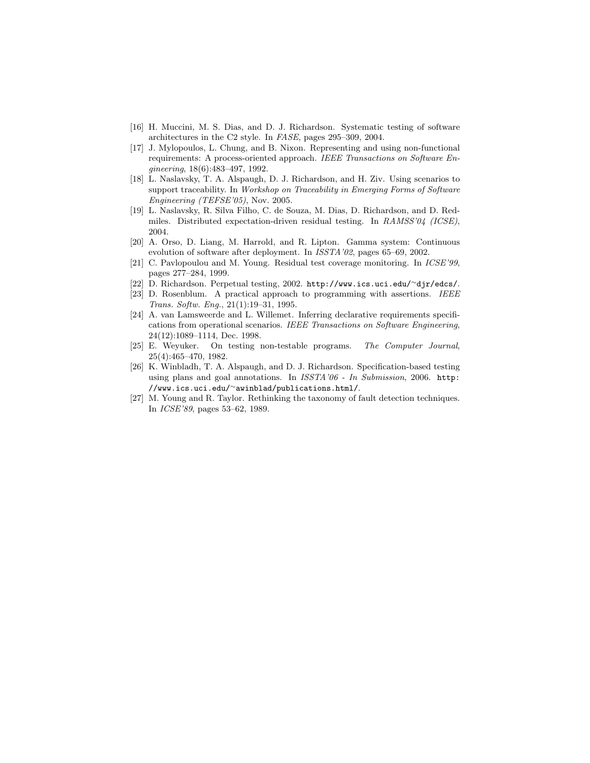[16] H. Muccini, M. S. Dias, and D. J. Richardson. Systematic testing of software architectures in the C2 style. In *FASE*, pages 295–309, 2004.

[17] J. Mylopoulos, L. Chung, and B. Nixon. Representing and using non-functional requirements: A process-oriented approach. *IEEE Transactions on Software Engineering*, 18(6):483–497, 1992.

[18] L. Naslavsky, T. A. Alspaugh, D. J. Richardson, and H. Ziv. Using scenarios to support traceability. In *Workshop on Traceability in Emerging Forms of Software Engineering (TEFSE'05)*, Nov. 2005.

[19] L. Naslavsky, R. Silva Filho, C. de Souza, M. Dias, D. Richardson, and D. Redmiles. Distributed expectation-driven residual testing. In *RAMSS'04 (ICSE)*, 2004.

[20] A. Orso, D. Liang, M. Harrold, and R. Lipton. Gamma system: Continuous evolution of software after deployment. In *ISSTA'02*, pages 65–69, 2002.

[21] C. Pavlopoulou and M. Young. Residual test coverage monitoring. In *ICSE'99*, pages 277–284, 1999.

[22] D. Richardson. Perpetual testing, 2002. `http://www.ics.uci.edu/~djr/edcs/`.

[23] D. Rosenblum. A practical approach to programming with assertions. *IEEE Trans. Softw. Eng.*, 21(1):19–31, 1995.

[24] A. van Lamsweerde and L. Willemet. Inferring declarative requirements specifications from operational scenarios. *IEEE Transactions on Software Engineering*, 24(12):1089–1114, Dec. 1998.

[25] E. Weyuker. On testing non-testable programs. *The Computer Journal*, 25(4):465–470, 1982.

[26] K. Winbladh, T. A. Alspaugh, and D. J. Richardson. Specification-based testing using plans and goal annotations. In *ISSTA'06 - In Submission*, 2006. `http://www.ics.uci.edu/~awinblad/publications.html/`.

[27] M. Young and R. Taylor. Rethinking the taxonomy of fault detection techniques. In *ICSE'89*, pages 53–62, 1989.